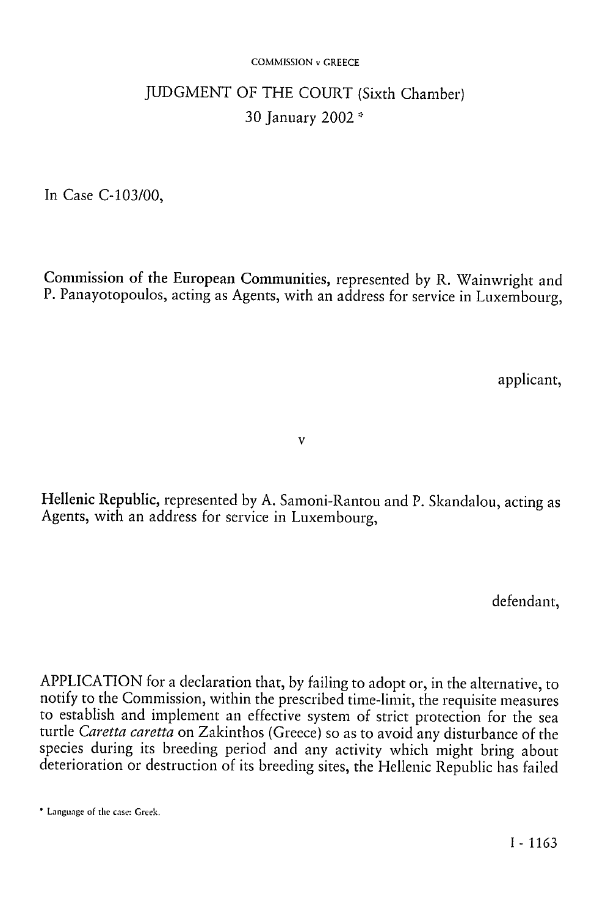# JUDGMENT OF THE COURT (Sixth Chamber)

30 January 2002 *

In Case C-103/00,

**Commission of the European Communities,** represented by R. Wainwright and P. Panayotopoulos, acting as Agents, with an address for service in Luxembourg,

applicant,

v

**Hellenic Republic,** represented by A. Samoni-Rantou and P. Skandalou, acting as Agents, with an address for service in Luxembourg,

defendant,

APPLICATION for a declaration that, by failing to adopt or, in the alternative, to notify to the Commission, within the prescribed time-limit, the requisite measures to establish and implement an effective system of strict protection for the sea turtle *Caretta caretta* on Zakinthos (Greece) so as to avoid any disturbance of the species during its breeding period and any activity which might bring about deterioration or destruction of its breeding sites, the Hellenic Republic has failed

* Language of the case: Greek.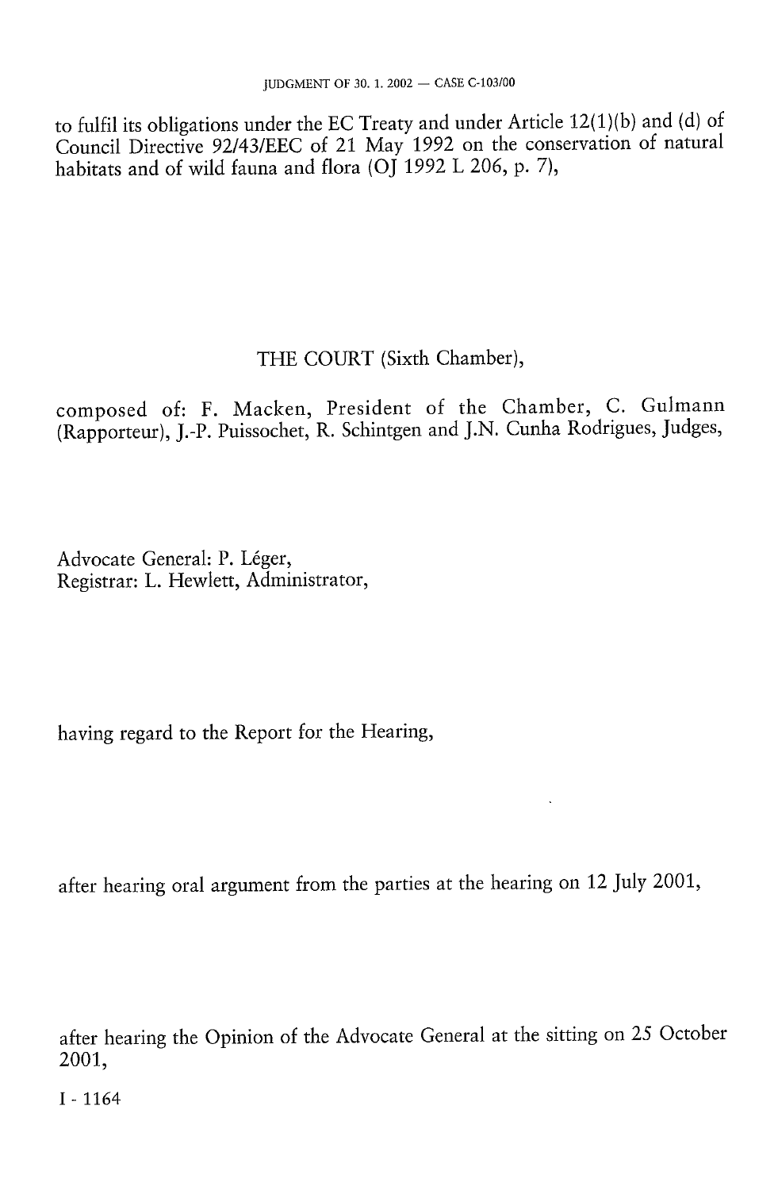to fulfil its obligations under the EC Treaty and under Article 12(1)(b) and (d) of Council Directive 92/43/EEC of 21 May 1992 on the conservation of natural habitats and of wild fauna and flora (OJ 1992 L 206, p. 7),

THE COURT (Sixth Chamber),

composed of: F. Macken, President of the Chamber, C. Gulmann (Rapporteur), J.-P. Puissochet, R. Schintgen and J.N. Cunha Rodrigues, Judges,

Advocate General: P. Léger,
Registrar: L. Hewlett, Administrator,

having regard to the Report for the Hearing,

after hearing oral argument from the parties at the hearing on 12 July 2001,

after hearing the Opinion of the Advocate General at the sitting on 25 October 2001,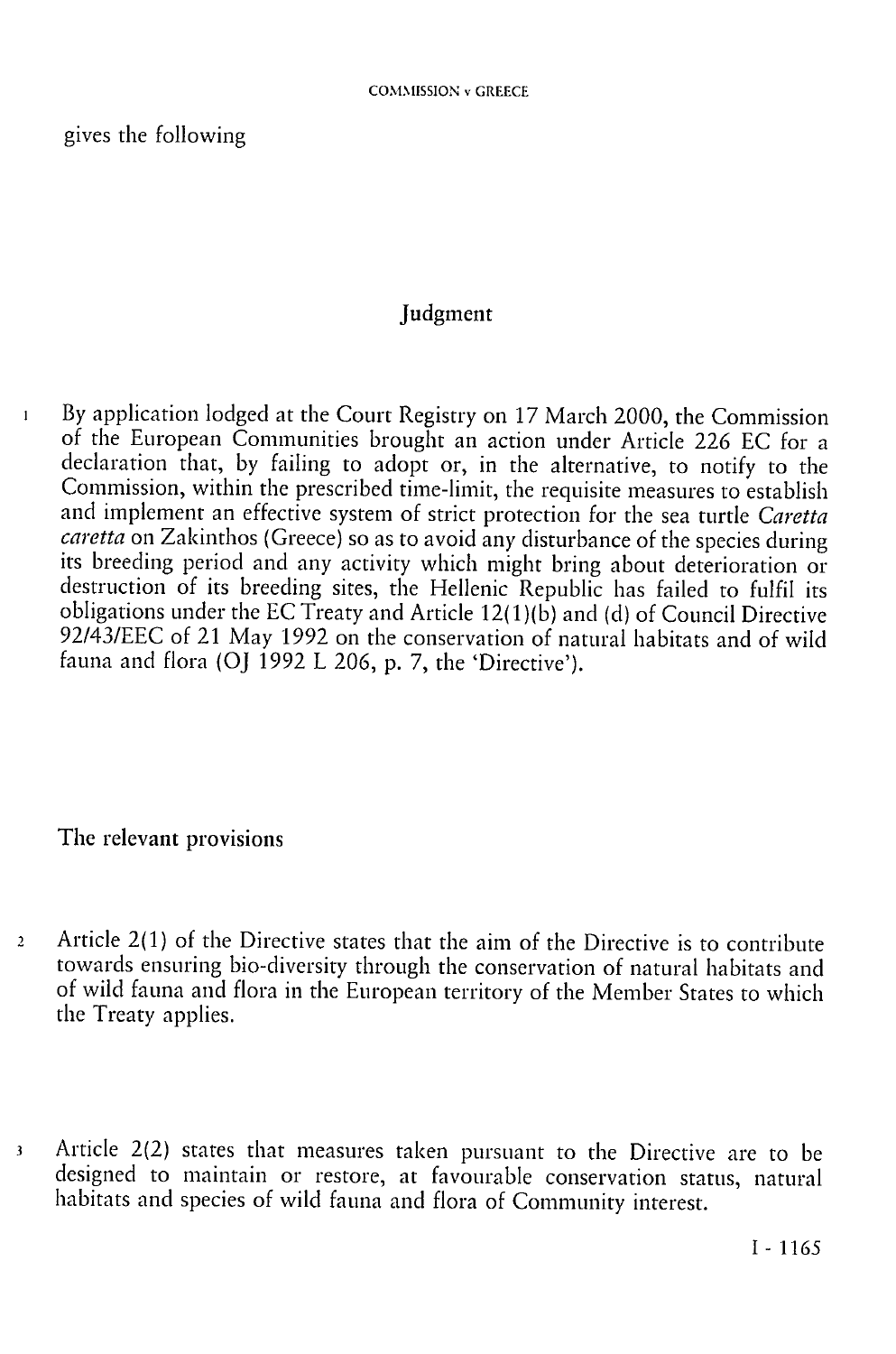gives the following

## Judgment

1 By application lodged at the Court Registry on 17 March 2000, the Commission of the European Communities brought an action under Article 226 EC for a declaration that, by failing to adopt or, in the alternative, to notify to the Commission, within the prescribed time-limit, the requisite measures to establish and implement an effective system of strict protection for the sea turtle *Caretta caretta* on Zakinthos (Greece) so as to avoid any disturbance of the species during its breeding period and any activity which might bring about deterioration or destruction of its breeding sites, the Hellenic Republic has failed to fulfil its obligations under the EC Treaty and Article 12(1)(b) and (d) of Council Directive 92/43/EEC of 21 May 1992 on the conservation of natural habitats and of wild fauna and flora (OJ 1992 L 206, p. 7, the 'Directive').

### The relevant provisions

2 Article 2(1) of the Directive states that the aim of the Directive is to contribute towards ensuring bio-diversity through the conservation of natural habitats and of wild fauna and flora in the European territory of the Member States to which the Treaty applies.

3 Article 2(2) states that measures taken pursuant to the Directive are to be designed to maintain or restore, at favourable conservation status, natural habitats and species of wild fauna and flora of Community interest.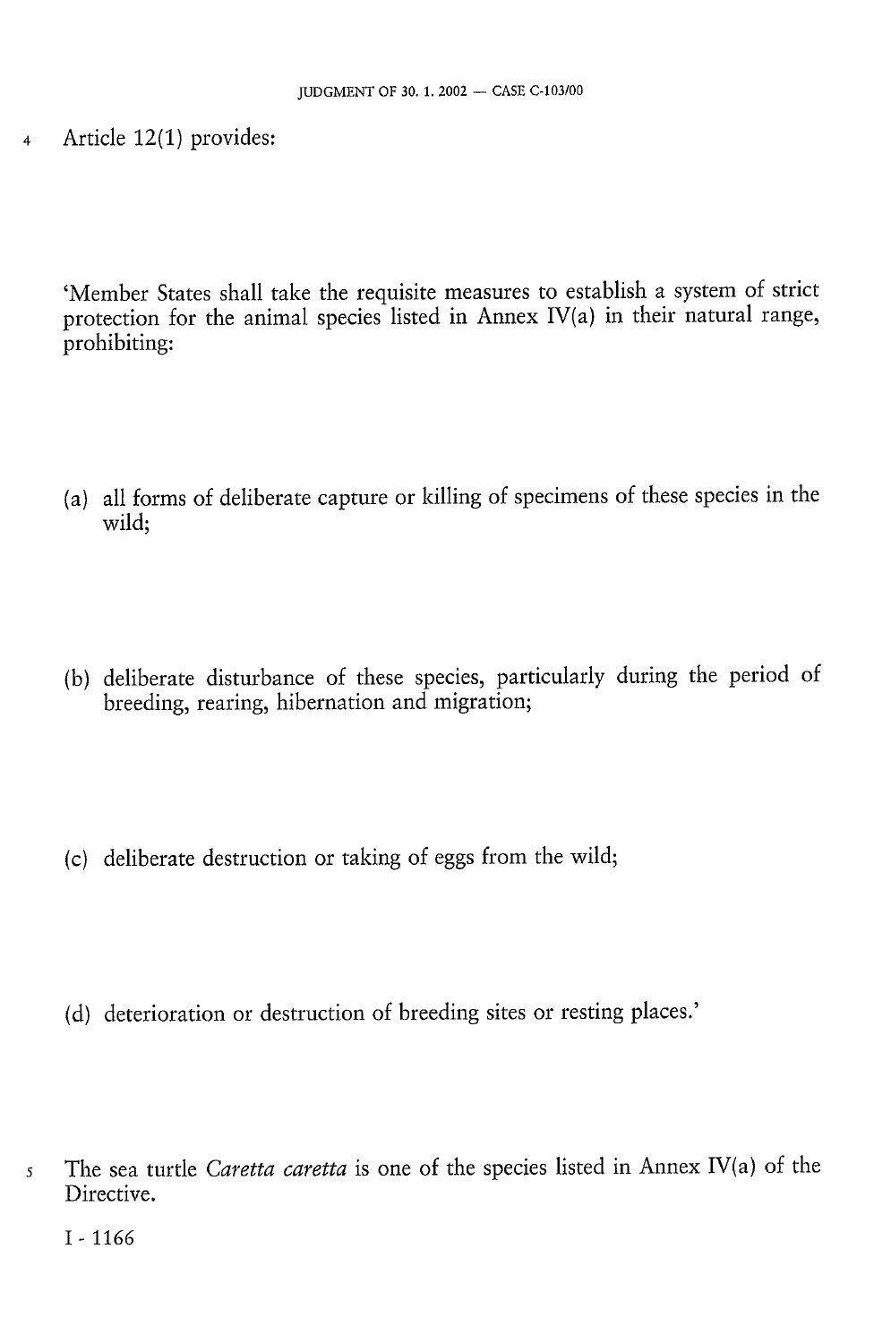4 Article 12(1) provides:

'Member States shall take the requisite measures to establish a system of strict protection for the animal species listed in Annex IV(a) in their natural range, prohibiting:

(a) all forms of deliberate capture or killing of specimens of these species in the wild;

(b) deliberate disturbance of these species, particularly during the period of breeding, rearing, hibernation and migration;

(c) deliberate destruction or taking of eggs from the wild;

(d) deterioration or destruction of breeding sites or resting places.'

5 The sea turtle *Caretta caretta* is one of the species listed in Annex IV(a) of the Directive.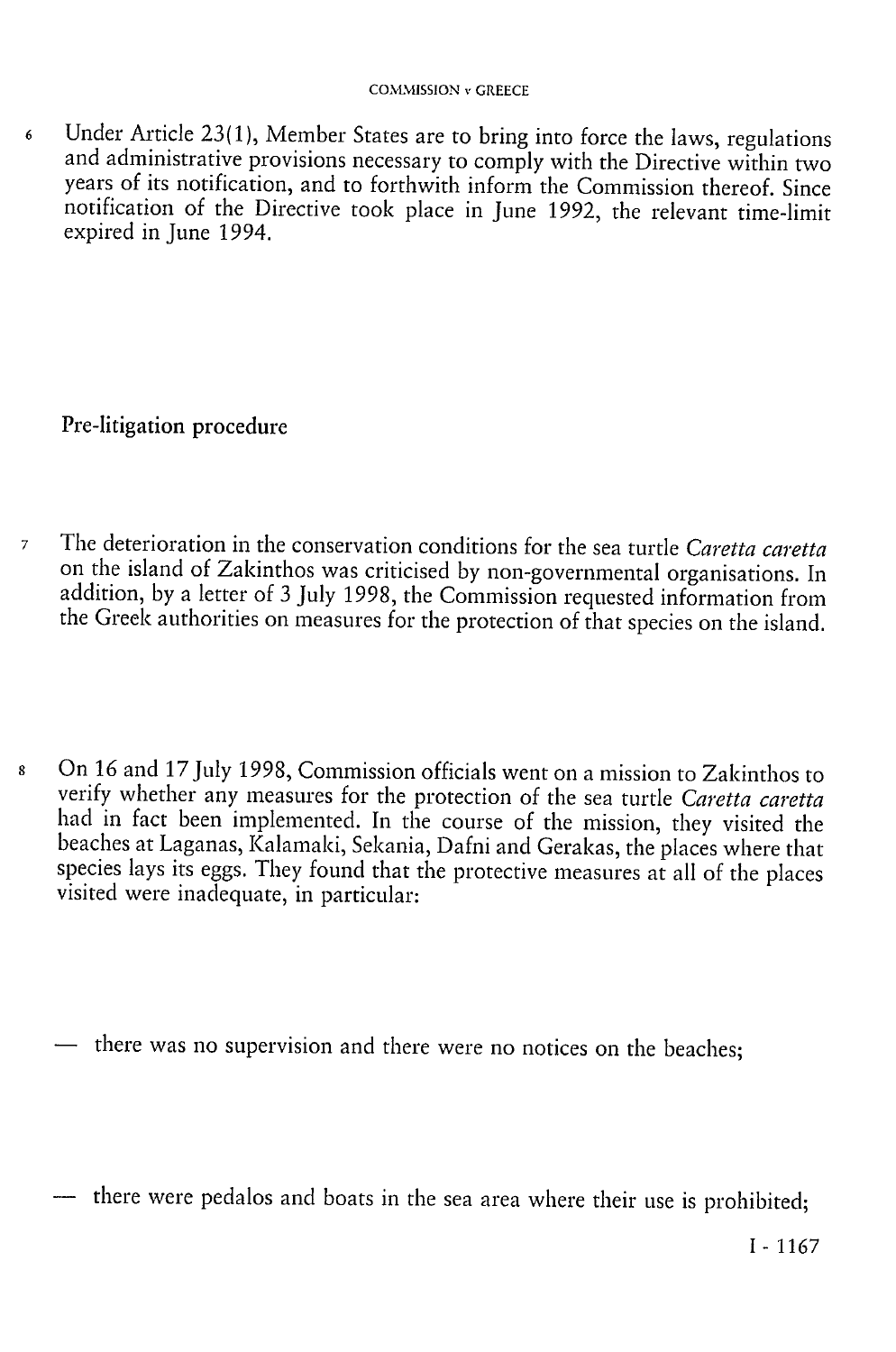6 Under Article 23(1), Member States are to bring into force the laws, regulations and administrative provisions necessary to comply with the Directive within two years of its notification, and to forthwith inform the Commission thereof. Since notification of the Directive took place in June 1992, the relevant time-limit expired in June 1994.

## Pre-litigation procedure

7 The deterioration in the conservation conditions for the sea turtle *Caretta caretta* on the island of Zakinthos was criticised by non-governmental organisations. In addition, by a letter of 3 July 1998, the Commission requested information from the Greek authorities on measures for the protection of that species on the island.

8 On 16 and 17 July 1998, Commission officials went on a mission to Zakinthos to verify whether any measures for the protection of the sea turtle *Caretta caretta* had in fact been implemented. In the course of the mission, they visited the beaches at Laganas, Kalamaki, Sekania, Dafni and Gerakas, the places where that species lays its eggs. They found that the protective measures at all of the places visited were inadequate, in particular:

— there was no supervision and there were no notices on the beaches;

— there were pedalos and boats in the sea area where their use is prohibited;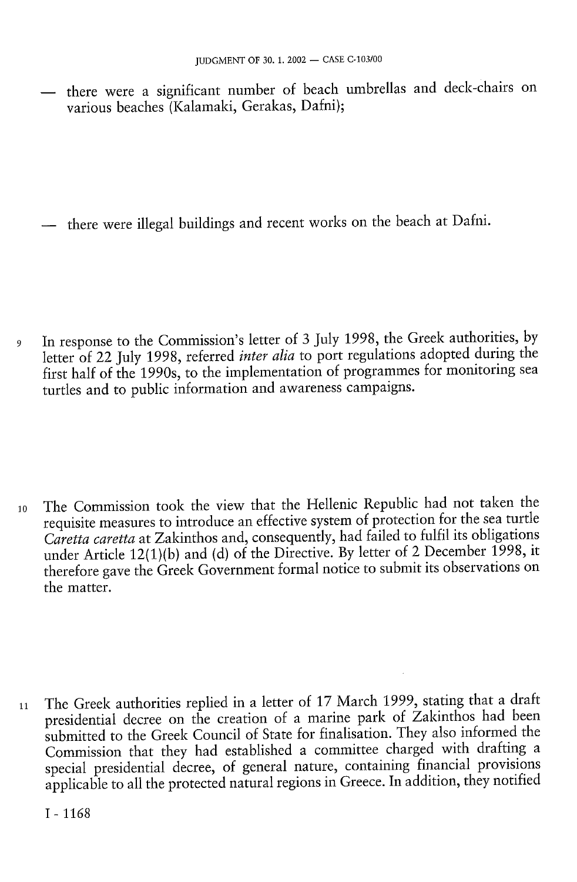— there were a significant number of beach umbrellas and deck-chairs on various beaches (Kalamaki, Gerakas, Dafni);

— there were illegal buildings and recent works on the beach at Dafni.

9 In response to the Commission's letter of 3 July 1998, the Greek authorities, by letter of 22 July 1998, referred *inter alia* to port regulations adopted during the first half of the 1990s, to the implementation of programmes for monitoring sea turtles and to public information and awareness campaigns.

10 The Commission took the view that the Hellenic Republic had not taken the requisite measures to introduce an effective system of protection for the sea turtle *Caretta caretta* at Zakinthos and, consequently, had failed to fulfil its obligations under Article 12(1)(b) and (d) of the Directive. By letter of 2 December 1998, it therefore gave the Greek Government formal notice to submit its observations on the matter.

11 The Greek authorities replied in a letter of 17 March 1999, stating that a draft presidential decree on the creation of a marine park of Zakinthos had been submitted to the Greek Council of State for finalisation. They also informed the Commission that they had established a committee charged with drafting a special presidential decree, of general nature, containing financial provisions applicable to all the protected natural regions in Greece. In addition, they notified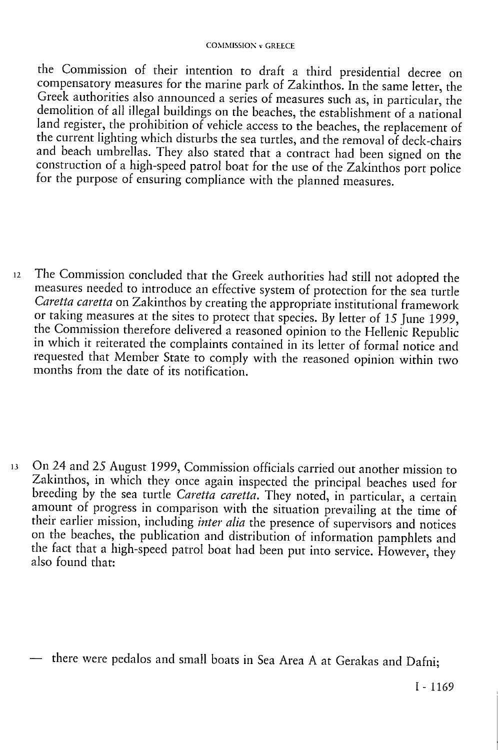the Commission of their intention to draft a third presidential decree on compensatory measures for the marine park of Zakinthos. In the same letter, the Greek authorities also announced a series of measures such as, in particular, the demolition of all illegal buildings on the beaches, the establishment of a national land register, the prohibition of vehicle access to the beaches, the replacement of the current lighting which disturbs the sea turtles, and the removal of deck-chairs and beach umbrellas. They also stated that a contract had been signed on the construction of a high-speed patrol boat for the use of the Zakinthos port police for the purpose of ensuring compliance with the planned measures.

12 The Commission concluded that the Greek authorities had still not adopted the measures needed to introduce an effective system of protection for the sea turtle *Caretta caretta* on Zakinthos by creating the appropriate institutional framework or taking measures at the sites to protect that species. By letter of 15 June 1999, the Commission therefore delivered a reasoned opinion to the Hellenic Republic in which it reiterated the complaints contained in its letter of formal notice and requested that Member State to comply with the reasoned opinion within two months from the date of its notification.

13 On 24 and 25 August 1999, Commission officials carried out another mission to Zakinthos, in which they once again inspected the principal beaches used for breeding by the sea turtle *Caretta caretta*. They noted, in particular, a certain amount of progress in comparison with the situation prevailing at the time of their earlier mission, including *inter alia* the presence of supervisors and notices on the beaches, the publication and distribution of information pamphlets and the fact that a high-speed patrol boat had been put into service. However, they also found that:

— there were pedalos and small boats in Sea Area A at Gerakas and Dafni;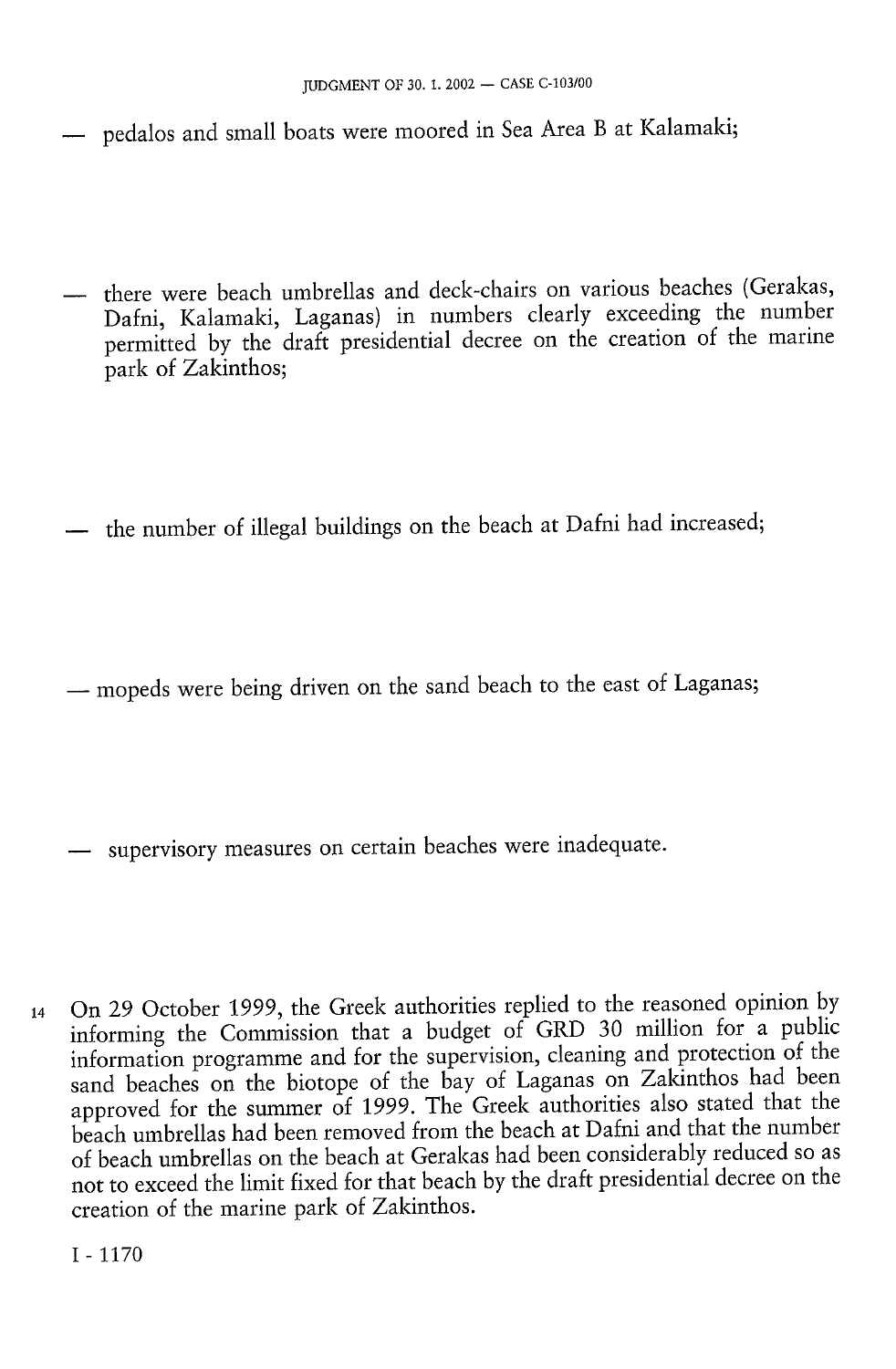— pedalos and small boats were moored in Sea Area B at Kalamaki;

— there were beach umbrellas and deck-chairs on various beaches (Gerakas, Dafni, Kalamaki, Laganas) in numbers clearly exceeding the number permitted by the draft presidential decree on the creation of the marine park of Zakinthos;

— the number of illegal buildings on the beach at Dafni had increased;

— mopeds were being driven on the sand beach to the east of Laganas;

— supervisory measures on certain beaches were inadequate.

14 On 29 October 1999, the Greek authorities replied to the reasoned opinion by informing the Commission that a budget of GRD 30 million for a public information programme and for the supervision, cleaning and protection of the sand beaches on the biotope of the bay of Laganas on Zakinthos had been approved for the summer of 1999. The Greek authorities also stated that the beach umbrellas had been removed from the beach at Dafni and that the number of beach umbrellas on the beach at Gerakas had been considerably reduced so as not to exceed the limit fixed for that beach by the draft presidential decree on the creation of the marine park of Zakinthos.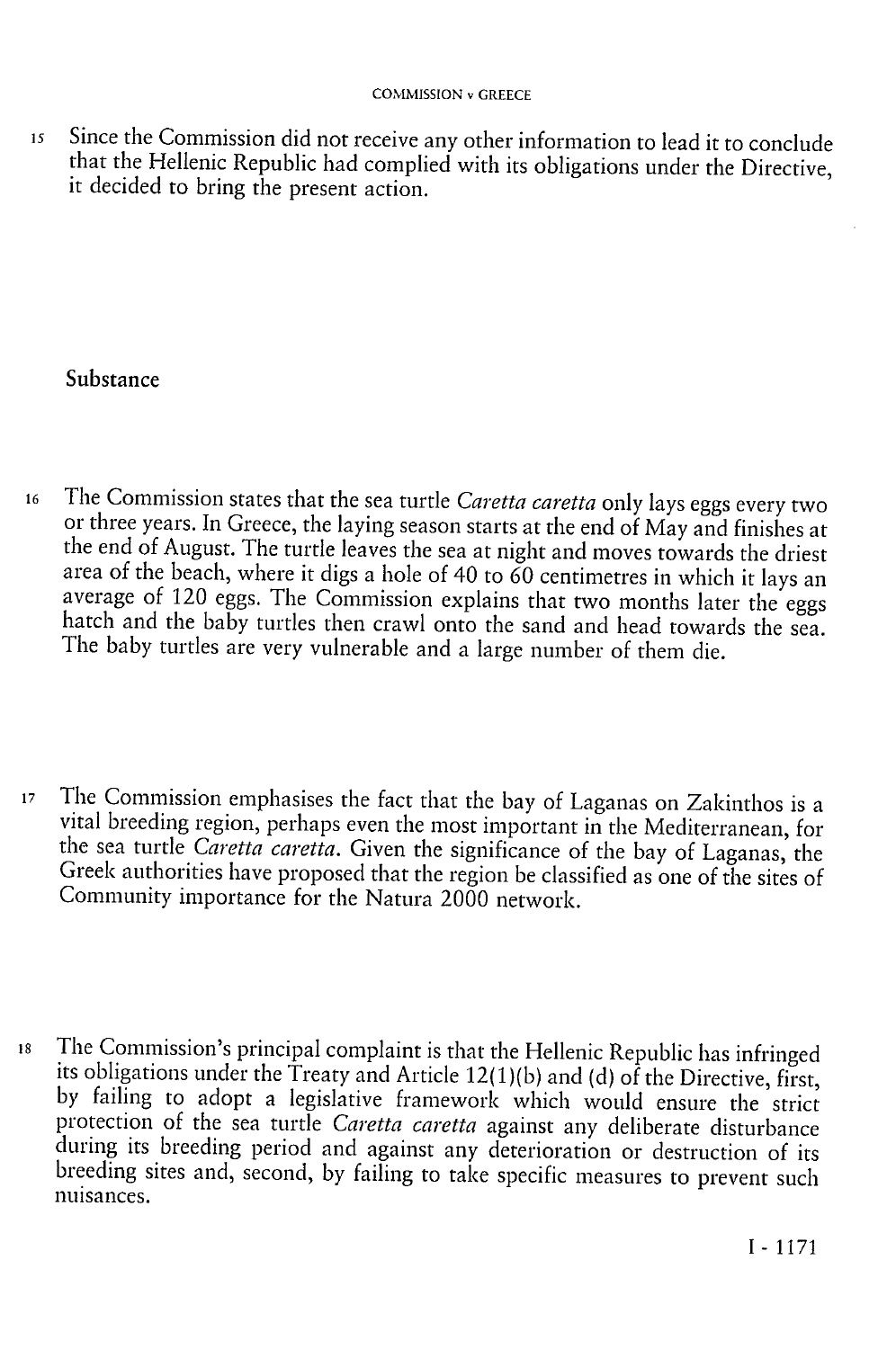15 Since the Commission did not receive any other information to lead it to conclude that the Hellenic Republic had complied with its obligations under the Directive, it decided to bring the present action.

## Substance

16 The Commission states that the sea turtle *Caretta caretta* only lays eggs every two or three years. In Greece, the laying season starts at the end of May and finishes at the end of August. The turtle leaves the sea at night and moves towards the driest area of the beach, where it digs a hole of 40 to 60 centimetres in which it lays an average of 120 eggs. The Commission explains that two months later the eggs hatch and the baby turtles then crawl onto the sand and head towards the sea. The baby turtles are very vulnerable and a large number of them die.

17 The Commission emphasises the fact that the bay of Laganas on Zakinthos is a vital breeding region, perhaps even the most important in the Mediterranean, for the sea turtle *Caretta caretta*. Given the significance of the bay of Laganas, the Greek authorities have proposed that the region be classified as one of the sites of Community importance for the Natura 2000 network.

18 The Commission's principal complaint is that the Hellenic Republic has infringed its obligations under the Treaty and Article 12(1)(b) and (d) of the Directive, first, by failing to adopt a legislative framework which would ensure the strict protection of the sea turtle *Caretta caretta* against any deliberate disturbance during its breeding period and against any deterioration or destruction of its breeding sites and, second, by failing to take specific measures to prevent such nuisances.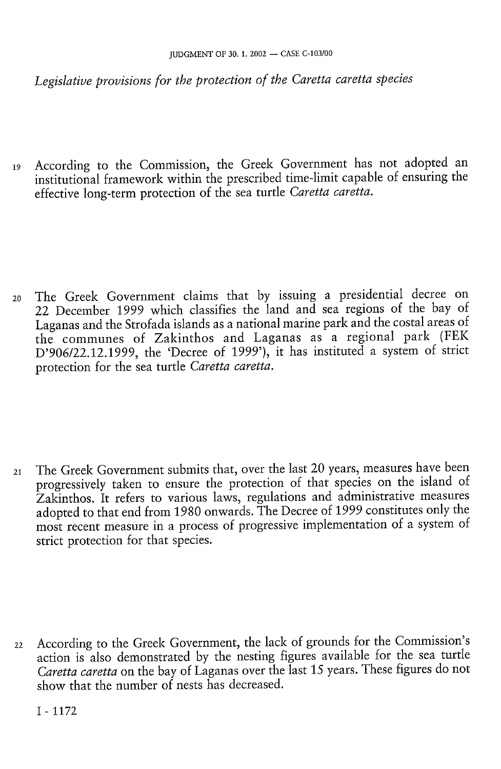*Legislative provisions for the protection of the Caretta caretta species*

19 According to the Commission, the Greek Government has not adopted an institutional framework within the prescribed time-limit capable of ensuring the effective long-term protection of the sea turtle *Caretta caretta*.

20 The Greek Government claims that by issuing a presidential decree on 22 December 1999 which classifies the land and sea regions of the bay of Laganas and the Strofada islands as a national marine park and the costal areas of the communes of Zakinthos and Laganas as a regional park (FEK D'906/22.12.1999, the 'Decree of 1999'), it has instituted a system of strict protection for the sea turtle *Caretta caretta*.

21 The Greek Government submits that, over the last 20 years, measures have been progressively taken to ensure the protection of that species on the island of Zakinthos. It refers to various laws, regulations and administrative measures adopted to that end from 1980 onwards. The Decree of 1999 constitutes only the most recent measure in a process of progressive implementation of a system of strict protection for that species.

22 According to the Greek Government, the lack of grounds for the Commission's action is also demonstrated by the nesting figures available for the sea turtle *Caretta caretta* on the bay of Laganas over the last 15 years. These figures do not show that the number of nests has decreased.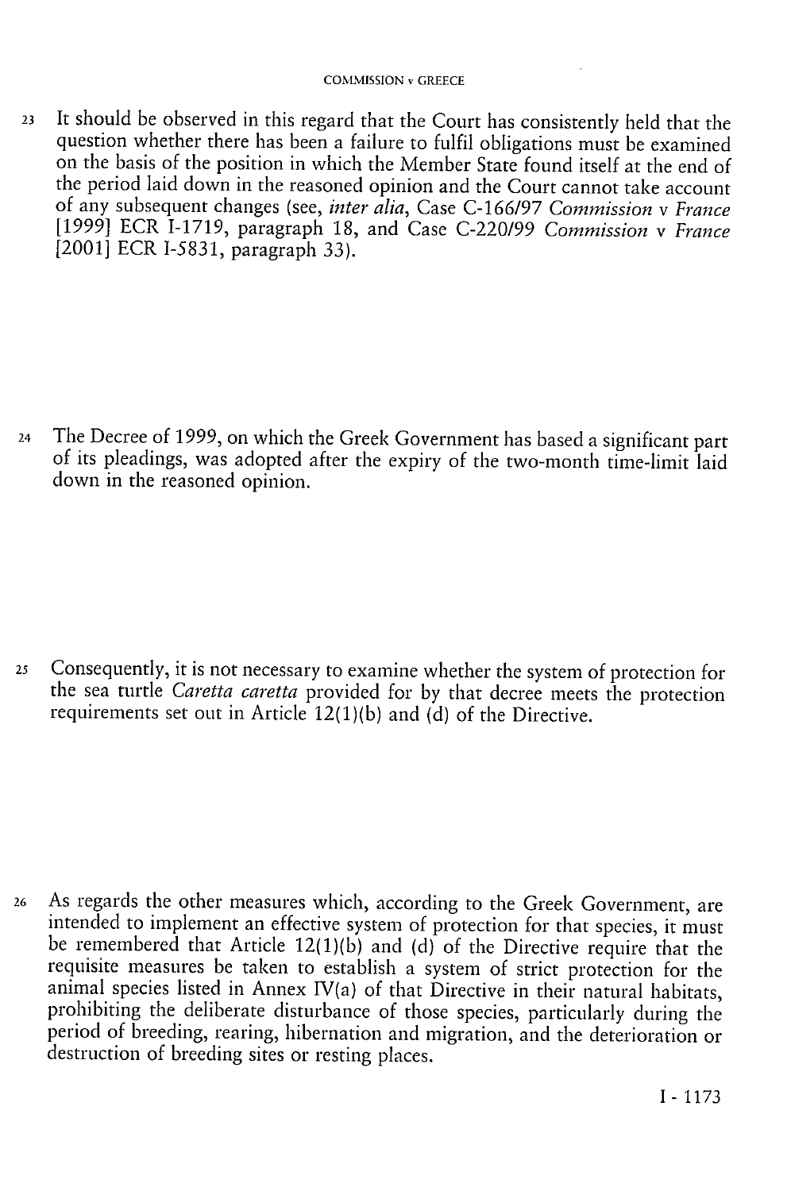23 It should be observed in this regard that the Court has consistently held that the question whether there has been a failure to fulfil obligations must be examined on the basis of the position in which the Member State found itself at the end of the period laid down in the reasoned opinion and the Court cannot take account of any subsequent changes (see, *inter alia*, Case C-166/97 *Commission* v *France* [1999] ECR I-1719, paragraph 18, and Case C-220/99 *Commission* v *France* [2001] ECR I-5831, paragraph 33).

24 The Decree of 1999, on which the Greek Government has based a significant part of its pleadings, was adopted after the expiry of the two-month time-limit laid down in the reasoned opinion.

25 Consequently, it is not necessary to examine whether the system of protection for the sea turtle *Caretta caretta* provided for by that decree meets the protection requirements set out in Article 12(1)(b) and (d) of the Directive.

26 As regards the other measures which, according to the Greek Government, are intended to implement an effective system of protection for that species, it must be remembered that Article 12(1)(b) and (d) of the Directive require that the requisite measures be taken to establish a system of strict protection for the animal species listed in Annex IV(a) of that Directive in their natural habitats, prohibiting the deliberate disturbance of those species, particularly during the period of breeding, rearing, hibernation and migration, and the deterioration or destruction of breeding sites or resting places.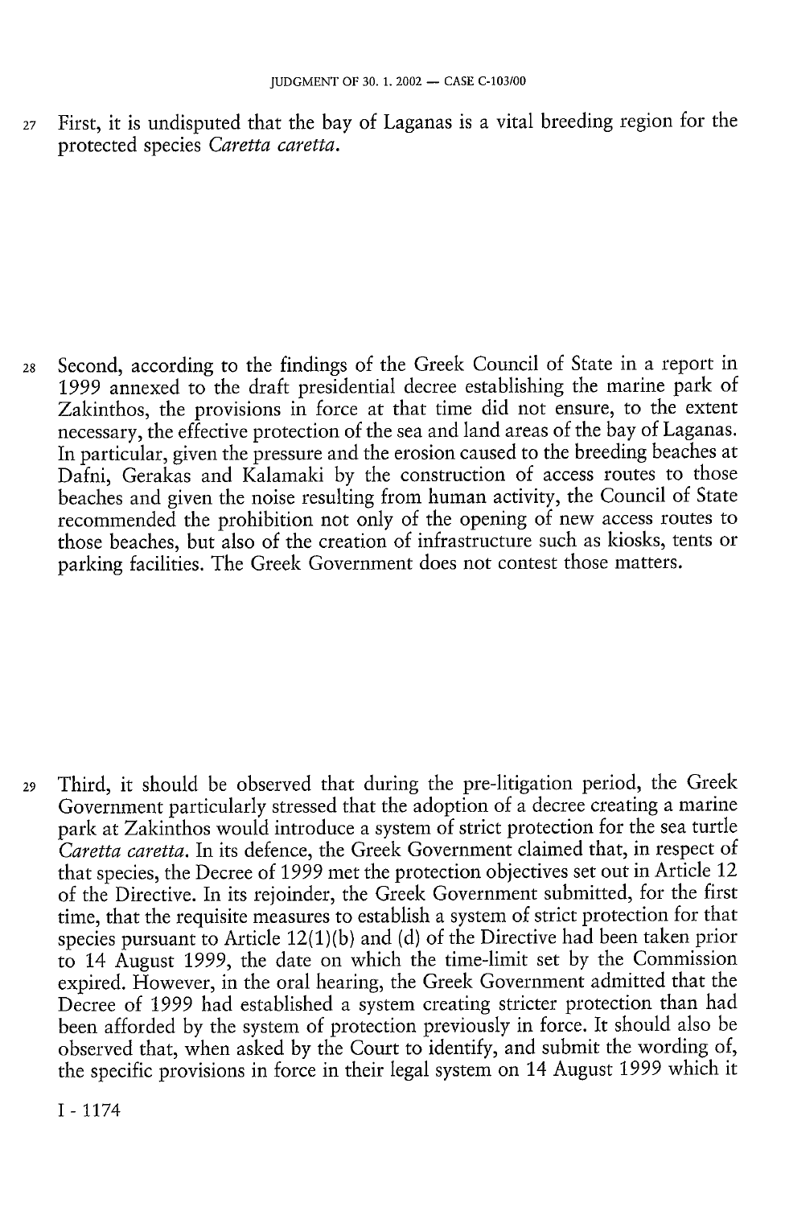27 First, it is undisputed that the bay of Laganas is a vital breeding region for the protected species *Caretta caretta*.

28 Second, according to the findings of the Greek Council of State in a report in 1999 annexed to the draft presidential decree establishing the marine park of Zakinthos, the provisions in force at that time did not ensure, to the extent necessary, the effective protection of the sea and land areas of the bay of Laganas. In particular, given the pressure and the erosion caused to the breeding beaches at Dafni, Gerakas and Kalamaki by the construction of access routes to those beaches and given the noise resulting from human activity, the Council of State recommended the prohibition not only of the opening of new access routes to those beaches, but also of the creation of infrastructure such as kiosks, tents or parking facilities. The Greek Government does not contest those matters.

29 Third, it should be observed that during the pre-litigation period, the Greek Government particularly stressed that the adoption of a decree creating a marine park at Zakinthos would introduce a system of strict protection for the sea turtle *Caretta caretta*. In its defence, the Greek Government claimed that, in respect of that species, the Decree of 1999 met the protection objectives set out in Article 12 of the Directive. In its rejoinder, the Greek Government submitted, for the first time, that the requisite measures to establish a system of strict protection for that species pursuant to Article 12(1)(b) and (d) of the Directive had been taken prior to 14 August 1999, the date on which the time-limit set by the Commission expired. However, in the oral hearing, the Greek Government admitted that the Decree of 1999 had established a system creating stricter protection than had been afforded by the system of protection previously in force. It should also be observed that, when asked by the Court to identify, and submit the wording of, the specific provisions in force in their legal system on 14 August 1999 which it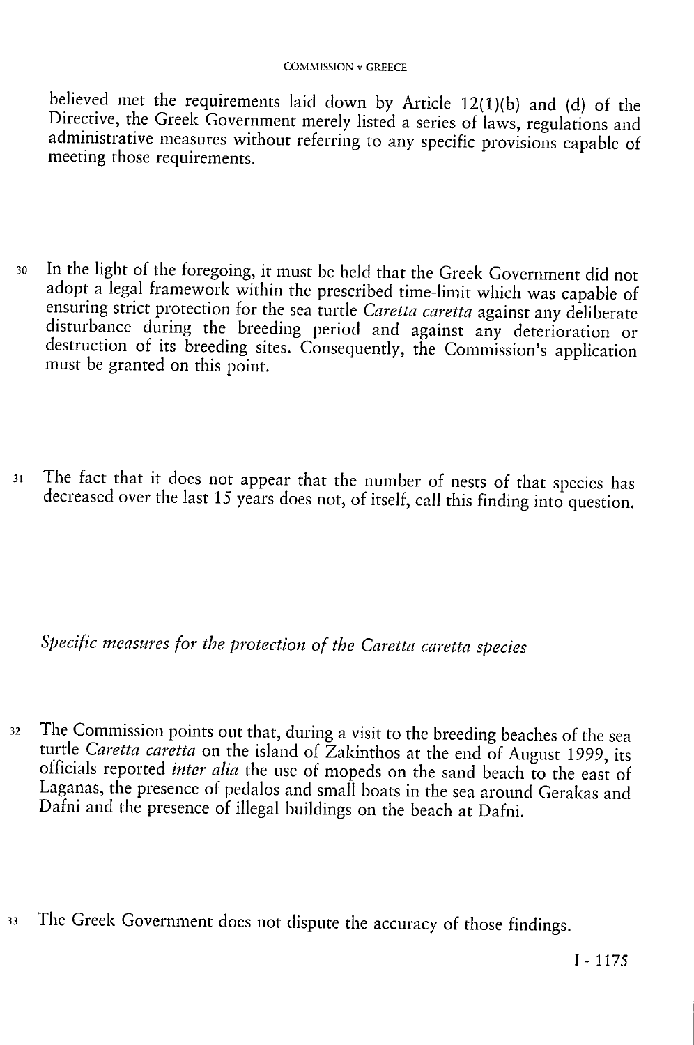believed met the requirements laid down by Article 12(1)(b) and (d) of the Directive, the Greek Government merely listed a series of laws, regulations and administrative measures without referring to any specific provisions capable of meeting those requirements.

30 In the light of the foregoing, it must be held that the Greek Government did not adopt a legal framework within the prescribed time-limit which was capable of ensuring strict protection for the sea turtle *Caretta caretta* against any deliberate disturbance during the breeding period and against any deterioration or destruction of its breeding sites. Consequently, the Commission's application must be granted on this point.

31 The fact that it does not appear that the number of nests of that species has decreased over the last 15 years does not, of itself, call this finding into question.

*Specific measures for the protection of the Caretta caretta species*

32 The Commission points out that, during a visit to the breeding beaches of the sea turtle *Caretta caretta* on the island of Zakinthos at the end of August 1999, its officials reported *inter alia* the use of mopeds on the sand beach to the east of Laganas, the presence of pedalos and small boats in the sea around Gerakas and Dafni and the presence of illegal buildings on the beach at Dafni.

33 The Greek Government does not dispute the accuracy of those findings.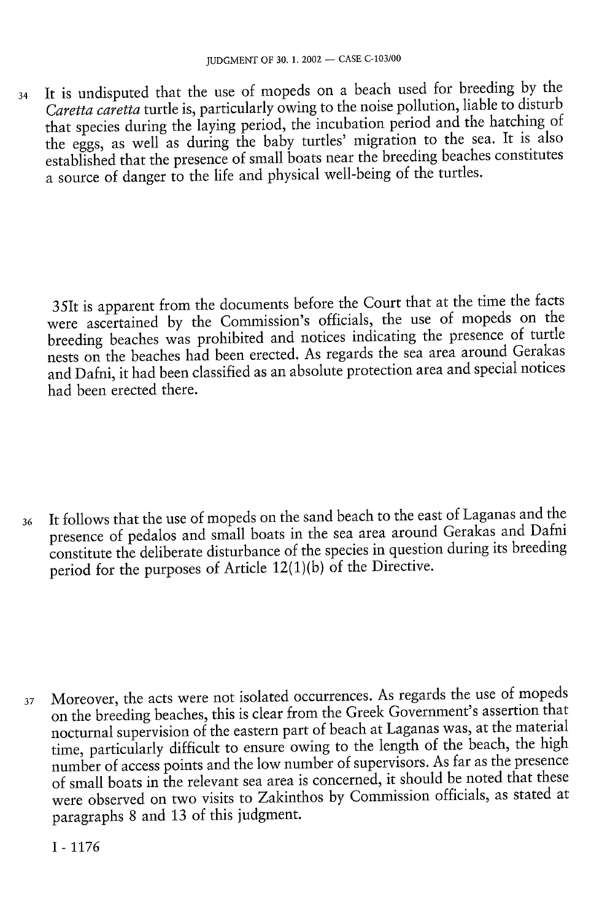34 It is undisputed that the use of mopeds on a beach used for breeding by the *Caretta caretta* turtle is, particularly owing to the noise pollution, liable to disturb that species during the laying period, the incubation period and the hatching of the eggs, as well as during the baby turtles' migration to the sea. It is also established that the presence of small boats near the breeding beaches constitutes a source of danger to the life and physical well-being of the turtles.

35 It is apparent from the documents before the Court that at the time the facts were ascertained by the Commission's officials, the use of mopeds on the breeding beaches was prohibited and notices indicating the presence of turtle nests on the beaches had been erected. As regards the sea area around Gerakas and Dafni, it had been classified as an absolute protection area and special notices had been erected there.

36 It follows that the use of mopeds on the sand beach to the east of Laganas and the presence of pedalos and small boats in the sea area around Gerakas and Dafni constitute the deliberate disturbance of the species in question during its breeding period for the purposes of Article 12(1)(b) of the Directive.

37 Moreover, the acts were not isolated occurrences. As regards the use of mopeds on the breeding beaches, this is clear from the Greek Government's assertion that nocturnal supervision of the eastern part of beach at Laganas was, at the material time, particularly difficult to ensure owing to the length of the beach, the high number of access points and the low number of supervisors. As far as the presence of small boats in the relevant sea area is concerned, it should be noted that these were observed on two visits to Zakinthos by Commission officials, as stated at paragraphs 8 and 13 of this judgment.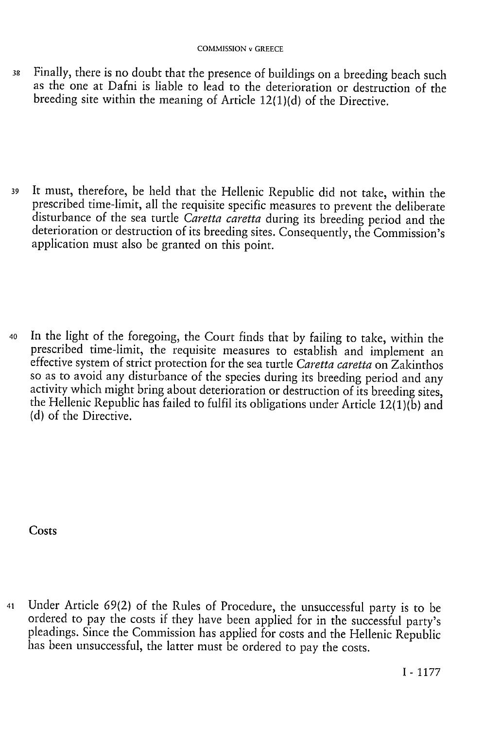38 Finally, there is no doubt that the presence of buildings on a breeding beach such as the one at Dafni is liable to lead to the deterioration or destruction of the breeding site within the meaning of Article 12(1)(d) of the Directive.

39 It must, therefore, be held that the Hellenic Republic did not take, within the prescribed time-limit, all the requisite specific measures to prevent the deliberate disturbance of the sea turtle *Caretta caretta* during its breeding period and the deterioration or destruction of its breeding sites. Consequently, the Commission's application must also be granted on this point.

40 In the light of the foregoing, the Court finds that by failing to take, within the prescribed time-limit, the requisite measures to establish and implement an effective system of strict protection for the sea turtle *Caretta caretta* on Zakinthos so as to avoid any disturbance of the species during its breeding period and any activity which might bring about deterioration or destruction of its breeding sites, the Hellenic Republic has failed to fulfil its obligations under Article 12(1)(b) and (d) of the Directive.

## Costs

41 Under Article 69(2) of the Rules of Procedure, the unsuccessful party is to be ordered to pay the costs if they have been applied for in the successful party's pleadings. Since the Commission has applied for costs and the Hellenic Republic has been unsuccessful, the latter must be ordered to pay the costs.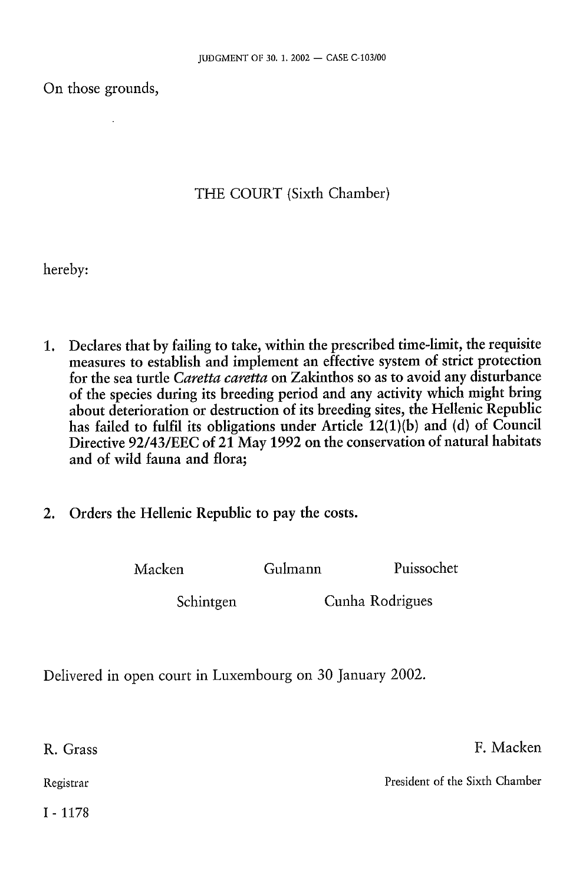On those grounds,

THE COURT (Sixth Chamber)

hereby:

1. Declares that by failing to take, within the prescribed time-limit, the requisite measures to establish and implement an effective system of strict protection for the sea turtle *Caretta caretta* on Zakinthos so as to avoid any disturbance of the species during its breeding period and any activity which might bring about deterioration or destruction of its breeding sites, the Hellenic Republic has failed to fulfil its obligations under Article 12(1)(b) and (d) of Council Directive 92/43/EEC of 21 May 1992 on the conservation of natural habitats and of wild fauna and flora;

2. Orders the Hellenic Republic to pay the costs.

Macken Gulmann Puissochet

Schintgen Cunha Rodrigues

Delivered in open court in Luxembourg on 30 January 2002.

R. Grass

Registrar

F. Macken

President of the Sixth Chamber